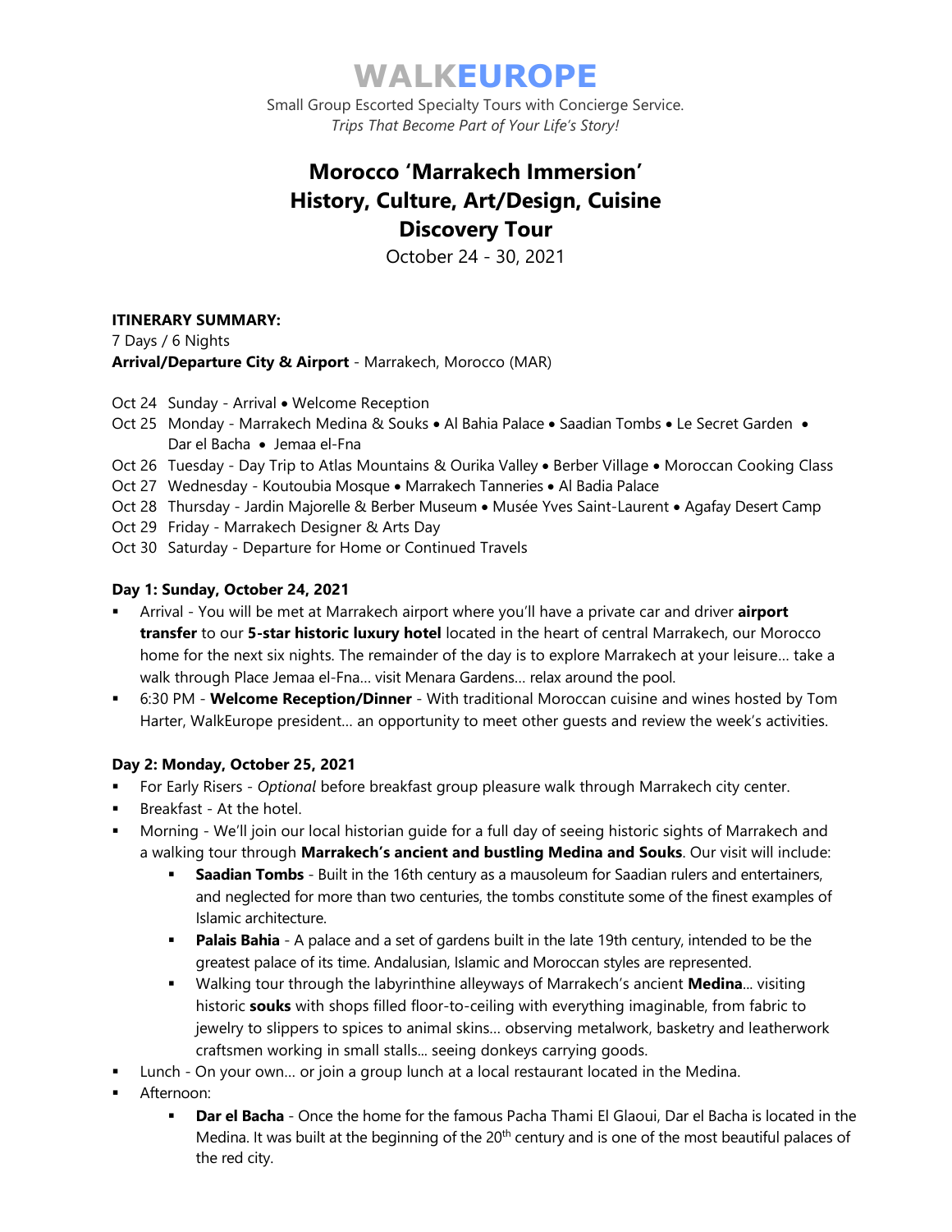# WALKEUROPE

Small Group Escorted Specialty Tours with Concierge Service.
*Trips That Become Part of Your Life's Story!*

## Morocco 'Marrakech Immersion'
## History, Culture, Art/Design, Cuisine
## Discovery Tour

October 24 - 30, 2021

**ITINERARY SUMMARY:**
7 Days / 6 Nights
**Arrival/Departure City & Airport** - Marrakech, Morocco (MAR)

- Oct 24 Sunday - Arrival • Welcome Reception
- Oct 25 Monday - Marrakech Medina & Souks • Al Bahia Palace • Saadian Tombs • Le Secret Garden • Dar el Bacha • Jemaa el-Fna
- Oct 26 Tuesday - Day Trip to Atlas Mountains & Ourika Valley • Berber Village • Moroccan Cooking Class
- Oct 27 Wednesday - Koutoubia Mosque • Marrakech Tanneries • Al Badia Palace
- Oct 28 Thursday - Jardin Majorelle & Berber Museum • Musée Yves Saint-Laurent • Agafay Desert Camp
- Oct 29 Friday - Marrakech Designer & Arts Day
- Oct 30 Saturday - Departure for Home or Continued Travels

**Day 1: Sunday, October 24, 2021**

- Arrival - You will be met at Marrakech airport where you'll have a private car and driver **airport transfer** to our **5-star historic luxury hotel** located in the heart of central Marrakech, our Morocco home for the next six nights. The remainder of the day is to explore Marrakech at your leisure… take a walk through Place Jemaa el-Fna… visit Menara Gardens… relax around the pool.
- 6:30 PM - **Welcome Reception/Dinner** - With traditional Moroccan cuisine and wines hosted by Tom Harter, WalkEurope president… an opportunity to meet other guests and review the week's activities.

**Day 2: Monday, October 25, 2021**

- For Early Risers - *Optional* before breakfast group pleasure walk through Marrakech city center.
- Breakfast - At the hotel.
- Morning - We'll join our local historian guide for a full day of seeing historic sights of Marrakech and a walking tour through **Marrakech's ancient and bustling Medina and Souks**. Our visit will include:
  - **Saadian Tombs** - Built in the 16th century as a mausoleum for Saadian rulers and entertainers, and neglected for more than two centuries, the tombs constitute some of the finest examples of Islamic architecture.
  - **Palais Bahia** - A palace and a set of gardens built in the late 19th century, intended to be the greatest palace of its time. Andalusian, Islamic and Moroccan styles are represented.
  - Walking tour through the labyrinthine alleyways of Marrakech's ancient **Medina**… visiting historic **souks** with shops filled floor-to-ceiling with everything imaginable, from fabric to jewelry to slippers to spices to animal skins… observing metalwork, basketry and leatherwork craftsmen working in small stalls… seeing donkeys carrying goods.
- Lunch - On your own… or join a group lunch at a local restaurant located in the Medina.
- Afternoon:
  - **Dar el Bacha** - Once the home for the famous Pacha Thami El Glaoui, Dar el Bacha is located in the Medina. It was built at the beginning of the 20th century and is one of the most beautiful palaces of the red city.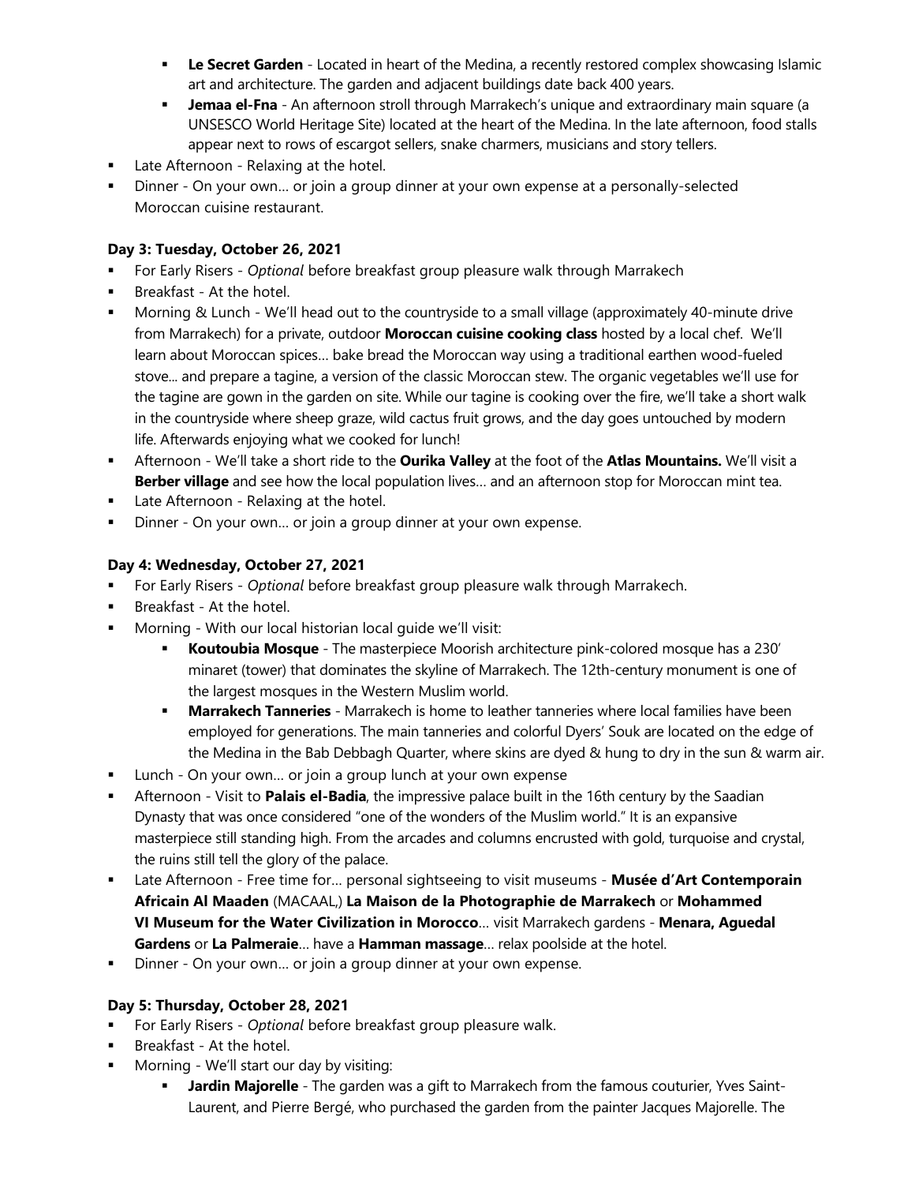- **Le Secret Garden** - Located in heart of the Medina, a recently restored complex showcasing Islamic art and architecture. The garden and adjacent buildings date back 400 years.
- **Jemaa el-Fna** - An afternoon stroll through Marrakech's unique and extraordinary main square (a UNSESCO World Heritage Site) located at the heart of the Medina. In the late afternoon, food stalls appear next to rows of escargot sellers, snake charmers, musicians and story tellers.

- Late Afternoon - Relaxing at the hotel.
- Dinner - On your own… or join a group dinner at your own expense at a personally-selected Moroccan cuisine restaurant.

**Day 3: Tuesday, October 26, 2021**

- For Early Risers - *Optional* before breakfast group pleasure walk through Marrakech
- Breakfast - At the hotel.
- Morning & Lunch - We'll head out to the countryside to a small village (approximately 40-minute drive from Marrakech) for a private, outdoor **Moroccan cuisine cooking class** hosted by a local chef. We'll learn about Moroccan spices… bake bread the Moroccan way using a traditional earthen wood-fueled stove... and prepare a tagine, a version of the classic Moroccan stew. The organic vegetables we'll use for the tagine are gown in the garden on site. While our tagine is cooking over the fire, we'll take a short walk in the countryside where sheep graze, wild cactus fruit grows, and the day goes untouched by modern life. Afterwards enjoying what we cooked for lunch!
- Afternoon - We'll take a short ride to the **Ourika Valley** at the foot of the **Atlas Mountains.** We'll visit a **Berber village** and see how the local population lives… and an afternoon stop for Moroccan mint tea.
- Late Afternoon - Relaxing at the hotel.
- Dinner - On your own… or join a group dinner at your own expense.

**Day 4: Wednesday, October 27, 2021**

- For Early Risers - *Optional* before breakfast group pleasure walk through Marrakech.
- Breakfast - At the hotel.
- Morning - With our local historian local guide we'll visit:
  - **Koutoubia Mosque** - The masterpiece Moorish architecture pink-colored mosque has a 230' minaret (tower) that dominates the skyline of Marrakech. The 12th-century monument is one of the largest mosques in the Western Muslim world.
  - **Marrakech Tanneries** - Marrakech is home to leather tanneries where local families have been employed for generations. The main tanneries and colorful Dyers' Souk are located on the edge of the Medina in the Bab Debbagh Quarter, where skins are dyed & hung to dry in the sun & warm air.
- Lunch - On your own… or join a group lunch at your own expense
- Afternoon - Visit to **Palais el-Badia**, the impressive palace built in the 16th century by the Saadian Dynasty that was once considered "one of the wonders of the Muslim world." It is an expansive masterpiece still standing high. From the arcades and columns encrusted with gold, turquoise and crystal, the ruins still tell the glory of the palace.
- Late Afternoon - Free time for… personal sightseeing to visit museums - **Musée d'Art Contemporain Africain Al Maaden** (MACAAL,) **La Maison de la Photographie de Marrakech** or **Mohammed VI Museum for the Water Civilization in Morocco**… visit Marrakech gardens - **Menara, Aguedal Gardens** or **La Palmeraie**… have a **Hamman massage**… relax poolside at the hotel.
- Dinner - On your own… or join a group dinner at your own expense.

**Day 5: Thursday, October 28, 2021**

- For Early Risers - *Optional* before breakfast group pleasure walk.
- Breakfast - At the hotel.
- Morning - We'll start our day by visiting:
  - **Jardin Majorelle** - The garden was a gift to Marrakech from the famous couturier, Yves Saint-Laurent, and Pierre Bergé, who purchased the garden from the painter Jacques Majorelle. The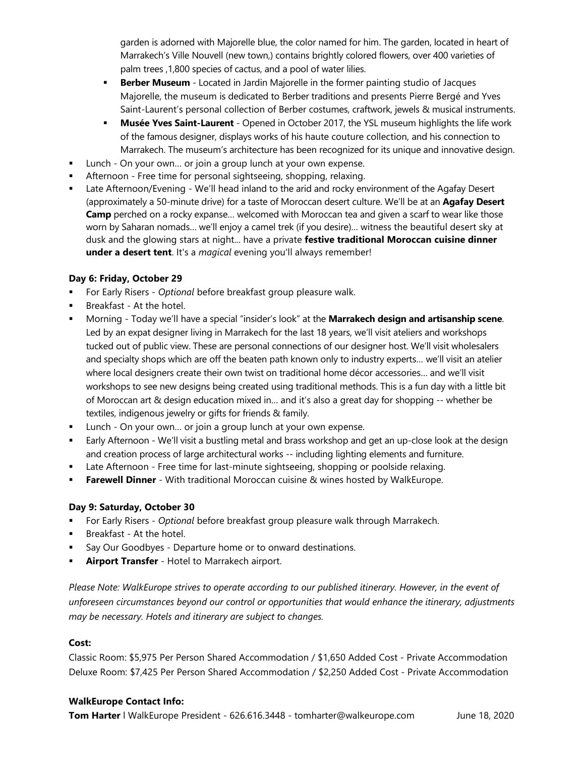garden is adorned with Majorelle blue, the color named for him. The garden, located in heart of Marrakech's Ville Nouvell (new town,) contains brightly colored flowers, over 400 varieties of palm trees ,1,800 species of cactus, and a pool of water lilies.
    - **Berber Museum** - Located in Jardin Majorelle in the former painting studio of Jacques Majorelle, the museum is dedicated to Berber traditions and presents Pierre Bergé and Yves Saint-Laurent's personal collection of Berber costumes, craftwork, jewels & musical instruments.
    - **Musée Yves Saint-Laurent** - Opened in October 2017, the YSL museum highlights the life work of the famous designer, displays works of his haute couture collection, and his connection to Marrakech. The museum's architecture has been recognized for its unique and innovative design.
- Lunch - On your own… or join a group lunch at your own expense.
- Afternoon - Free time for personal sightseeing, shopping, relaxing.
- Late Afternoon/Evening - We'll head inland to the arid and rocky environment of the Agafay Desert (approximately a 50-minute drive) for a taste of Moroccan desert culture. We'll be at an **Agafay Desert Camp** perched on a rocky expanse… welcomed with Moroccan tea and given a scarf to wear like those worn by Saharan nomads… we'll enjoy a camel trek (if you desire)… witness the beautiful desert sky at dusk and the glowing stars at night... have a private **festive traditional Moroccan cuisine dinner under a desert tent**. It's a *magical* evening you'll always remember!

**Day 6: Friday, October 29**

- For Early Risers - *Optional* before breakfast group pleasure walk.
- Breakfast - At the hotel.
- Morning - Today we'll have a special "insider's look" at the **Marrakech design and artisanship scene**. Led by an expat designer living in Marrakech for the last 18 years, we'll visit ateliers and workshops tucked out of public view. These are personal connections of our designer host. We'll visit wholesalers and specialty shops which are off the beaten path known only to industry experts… we'll visit an atelier where local designers create their own twist on traditional home décor accessories… and we'll visit workshops to see new designs being created using traditional methods. This is a fun day with a little bit of Moroccan art & design education mixed in… and it's also a great day for shopping -- whether be textiles, indigenous jewelry or gifts for friends & family.
- Lunch - On your own… or join a group lunch at your own expense.
- Early Afternoon - We'll visit a bustling metal and brass workshop and get an up-close look at the design and creation process of large architectural works -- including lighting elements and furniture.
- Late Afternoon - Free time for last-minute sightseeing, shopping or poolside relaxing.
- **Farewell Dinner** - With traditional Moroccan cuisine & wines hosted by WalkEurope.

**Day 9: Saturday, October 30**

- For Early Risers - *Optional* before breakfast group pleasure walk through Marrakech.
- Breakfast - At the hotel.
- Say Our Goodbyes - Departure home or to onward destinations.
- **Airport Transfer** - Hotel to Marrakech airport.

*Please Note: WalkEurope strives to operate according to our published itinerary. However, in the event of unforeseen circumstances beyond our control or opportunities that would enhance the itinerary, adjustments may be necessary. Hotels and itinerary are subject to changes.*

**Cost:**

Classic Room: $5,975 Per Person Shared Accommodation / $1,650 Added Cost - Private Accommodation
Deluxe Room: $7,425 Per Person Shared Accommodation / $2,250 Added Cost - Private Accommodation

**WalkEurope Contact Info:**

**Tom Harter** l WalkEurope President - 626.616.3448 - tomharter@walkeurope.com June 18, 2020